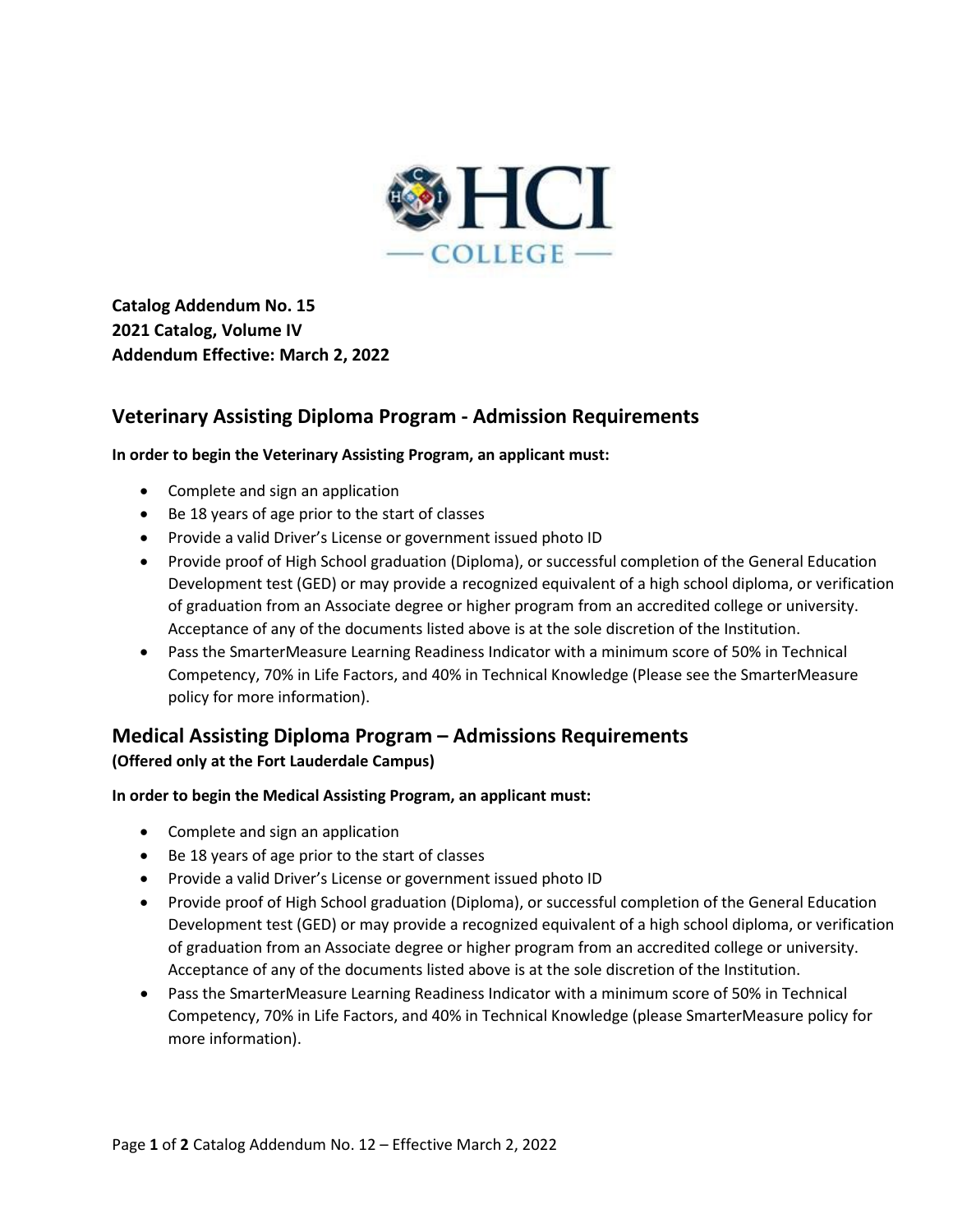**Catalog Addendum No. 15**
**2021 Catalog, Volume IV**
**Addendum Effective: March 2, 2022**

## Veterinary Assisting Diploma Program - Admission Requirements

**In order to begin the Veterinary Assisting Program, an applicant must:**

- Complete and sign an application
- Be 18 years of age prior to the start of classes
- Provide a valid Driver's License or government issued photo ID
- Provide proof of High School graduation (Diploma), or successful completion of the General Education Development test (GED) or may provide a recognized equivalent of a high school diploma, or verification of graduation from an Associate degree or higher program from an accredited college or university. Acceptance of any of the documents listed above is at the sole discretion of the Institution.
- Pass the SmarterMeasure Learning Readiness Indicator with a minimum score of 50% in Technical Competency, 70% in Life Factors, and 40% in Technical Knowledge (Please see the SmarterMeasure policy for more information).

## Medical Assisting Diploma Program – Admissions Requirements

**(Offered only at the Fort Lauderdale Campus)**

**In order to begin the Medical Assisting Program, an applicant must:**

- Complete and sign an application
- Be 18 years of age prior to the start of classes
- Provide a valid Driver's License or government issued photo ID
- Provide proof of High School graduation (Diploma), or successful completion of the General Education Development test (GED) or may provide a recognized equivalent of a high school diploma, or verification of graduation from an Associate degree or higher program from an accredited college or university. Acceptance of any of the documents listed above is at the sole discretion of the Institution.
- Pass the SmarterMeasure Learning Readiness Indicator with a minimum score of 50% in Technical Competency, 70% in Life Factors, and 40% in Technical Knowledge (please SmarterMeasure policy for more information).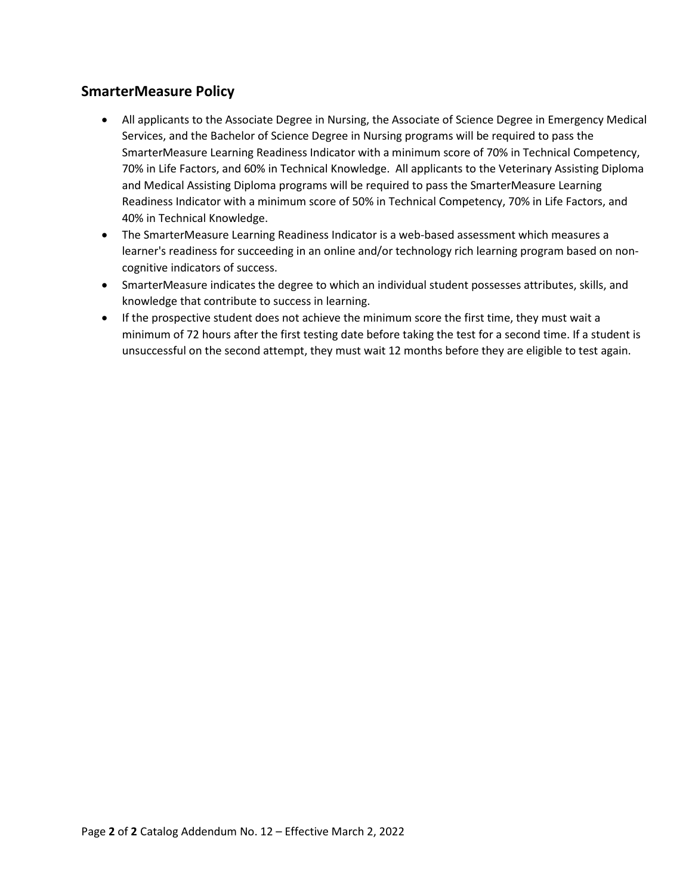## SmarterMeasure Policy

- All applicants to the Associate Degree in Nursing, the Associate of Science Degree in Emergency Medical Services, and the Bachelor of Science Degree in Nursing programs will be required to pass the SmarterMeasure Learning Readiness Indicator with a minimum score of 70% in Technical Competency, 70% in Life Factors, and 60% in Technical Knowledge. All applicants to the Veterinary Assisting Diploma and Medical Assisting Diploma programs will be required to pass the SmarterMeasure Learning Readiness Indicator with a minimum score of 50% in Technical Competency, 70% in Life Factors, and 40% in Technical Knowledge.
- The SmarterMeasure Learning Readiness Indicator is a web-based assessment which measures a learner's readiness for succeeding in an online and/or technology rich learning program based on non-cognitive indicators of success.
- SmarterMeasure indicates the degree to which an individual student possesses attributes, skills, and knowledge that contribute to success in learning.
- If the prospective student does not achieve the minimum score the first time, they must wait a minimum of 72 hours after the first testing date before taking the test for a second time. If a student is unsuccessful on the second attempt, they must wait 12 months before they are eligible to test again.